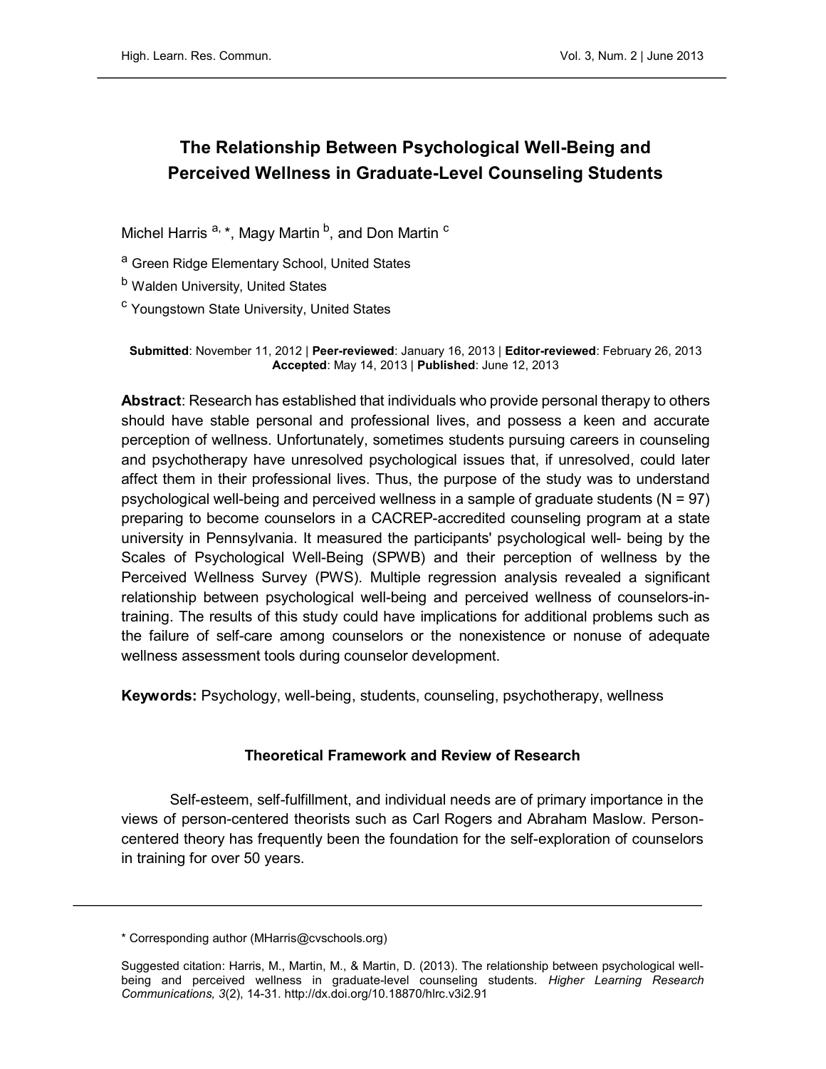# The Relationship Between Psychological Well-Being and Perceived Wellness in Graduate-Level Counseling Students

Michel Harris [a, *], Magy Martin [b], and Don Martin [c]

[a] Green Ridge Elementary School, United States

[b] Walden University, United States

[c] Youngstown State University, United States

**Submitted**: November 11, 2012 | **Peer-reviewed**: January 16, 2013 | **Editor-reviewed**: February 26, 2013
**Accepted**: May 14, 2013 | **Published**: June 12, 2013

**Abstract**: Research has established that individuals who provide personal therapy to others should have stable personal and professional lives, and possess a keen and accurate perception of wellness. Unfortunately, sometimes students pursuing careers in counseling and psychotherapy have unresolved psychological issues that, if unresolved, could later affect them in their professional lives. Thus, the purpose of the study was to understand psychological well-being and perceived wellness in a sample of graduate students (N = 97) preparing to become counselors in a CACREP-accredited counseling program at a state university in Pennsylvania. It measured the participants' psychological well- being by the Scales of Psychological Well-Being (SPWB) and their perception of wellness by the Perceived Wellness Survey (PWS). Multiple regression analysis revealed a significant relationship between psychological well-being and perceived wellness of counselors-in-training. The results of this study could have implications for additional problems such as the failure of self-care among counselors or the nonexistence or nonuse of adequate wellness assessment tools during counselor development.

**Keywords:** Psychology, well-being, students, counseling, psychotherapy, wellness

## Theoretical Framework and Review of Research

Self-esteem, self-fulfillment, and individual needs are of primary importance in the views of person-centered theorists such as Carl Rogers and Abraham Maslow. Person-centered theory has frequently been the foundation for the self-exploration of counselors in training for over 50 years.

---

\* Corresponding author (MHarris@cvschools.org)

Suggested citation: Harris, M., Martin, M., & Martin, D. (2013). The relationship between psychological well-being and perceived wellness in graduate-level counseling students. *Higher Learning Research Communications, 3*(2), 14-31. http://dx.doi.org/10.18870/hlrc.v3i2.91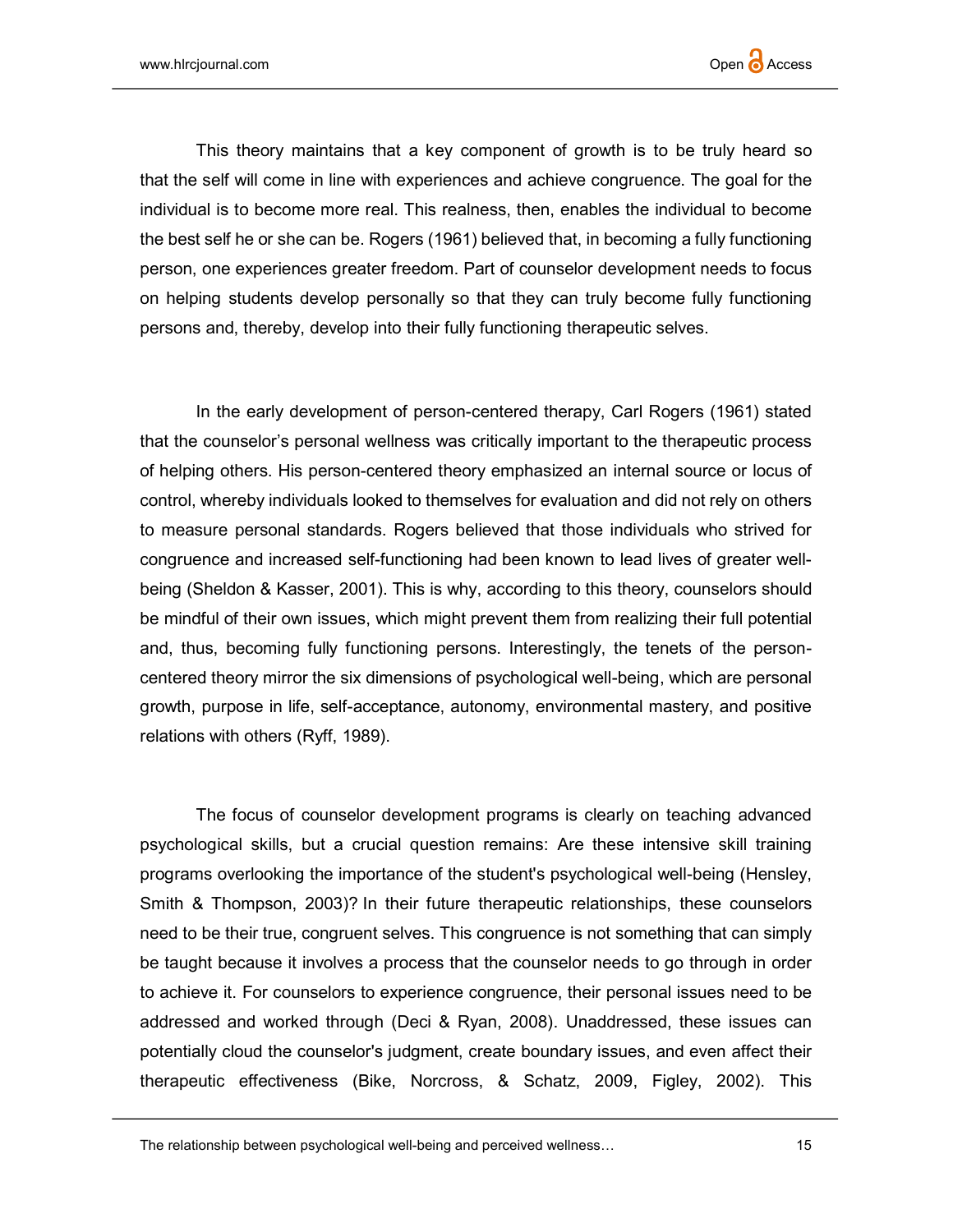This theory maintains that a key component of growth is to be truly heard so that the self will come in line with experiences and achieve congruence. The goal for the individual is to become more real. This realness, then, enables the individual to become the best self he or she can be. Rogers (1961) believed that, in becoming a fully functioning person, one experiences greater freedom. Part of counselor development needs to focus on helping students develop personally so that they can truly become fully functioning persons and, thereby, develop into their fully functioning therapeutic selves.

In the early development of person-centered therapy, Carl Rogers (1961) stated that the counselor's personal wellness was critically important to the therapeutic process of helping others. His person-centered theory emphasized an internal source or locus of control, whereby individuals looked to themselves for evaluation and did not rely on others to measure personal standards. Rogers believed that those individuals who strived for congruence and increased self-functioning had been known to lead lives of greater well-being (Sheldon & Kasser, 2001). This is why, according to this theory, counselors should be mindful of their own issues, which might prevent them from realizing their full potential and, thus, becoming fully functioning persons. Interestingly, the tenets of the person-centered theory mirror the six dimensions of psychological well-being, which are personal growth, purpose in life, self-acceptance, autonomy, environmental mastery, and positive relations with others (Ryff, 1989).

The focus of counselor development programs is clearly on teaching advanced psychological skills, but a crucial question remains: Are these intensive skill training programs overlooking the importance of the student's psychological well-being (Hensley, Smith & Thompson, 2003)? In their future therapeutic relationships, these counselors need to be their true, congruent selves. This congruence is not something that can simply be taught because it involves a process that the counselor needs to go through in order to achieve it. For counselors to experience congruence, their personal issues need to be addressed and worked through (Deci & Ryan, 2008). Unaddressed, these issues can potentially cloud the counselor's judgment, create boundary issues, and even affect their therapeutic effectiveness (Bike, Norcross, & Schatz, 2009, Figley, 2002). This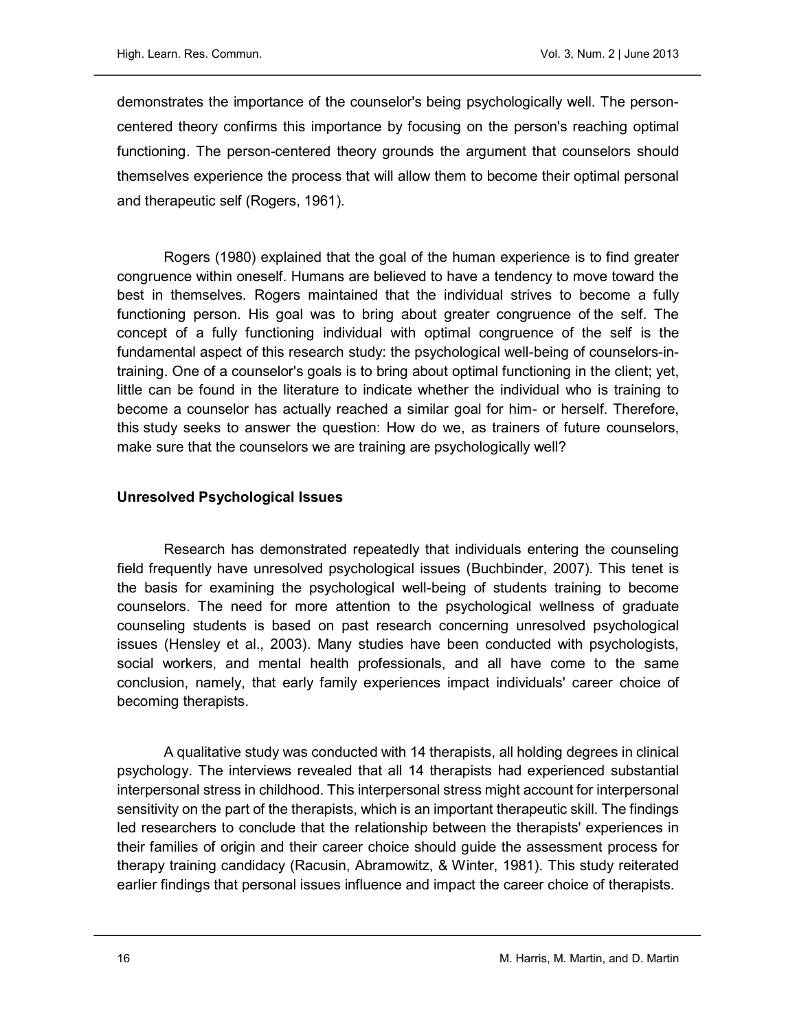demonstrates the importance of the counselor's being psychologically well. The person-centered theory confirms this importance by focusing on the person's reaching optimal functioning. The person-centered theory grounds the argument that counselors should themselves experience the process that will allow them to become their optimal personal and therapeutic self (Rogers, 1961).

Rogers (1980) explained that the goal of the human experience is to find greater congruence within oneself. Humans are believed to have a tendency to move toward the best in themselves. Rogers maintained that the individual strives to become a fully functioning person. His goal was to bring about greater congruence of the self. The concept of a fully functioning individual with optimal congruence of the self is the fundamental aspect of this research study: the psychological well-being of counselors-in-training. One of a counselor's goals is to bring about optimal functioning in the client; yet, little can be found in the literature to indicate whether the individual who is training to become a counselor has actually reached a similar goal for him- or herself. Therefore, this study seeks to answer the question: How do we, as trainers of future counselors, make sure that the counselors we are training are psychologically well?

## Unresolved Psychological Issues

Research has demonstrated repeatedly that individuals entering the counseling field frequently have unresolved psychological issues (Buchbinder, 2007). This tenet is the basis for examining the psychological well-being of students training to become counselors. The need for more attention to the psychological wellness of graduate counseling students is based on past research concerning unresolved psychological issues (Hensley et al., 2003). Many studies have been conducted with psychologists, social workers, and mental health professionals, and all have come to the same conclusion, namely, that early family experiences impact individuals' career choice of becoming therapists.

A qualitative study was conducted with 14 therapists, all holding degrees in clinical psychology. The interviews revealed that all 14 therapists had experienced substantial interpersonal stress in childhood. This interpersonal stress might account for interpersonal sensitivity on the part of the therapists, which is an important therapeutic skill. The findings led researchers to conclude that the relationship between the therapists' experiences in their families of origin and their career choice should guide the assessment process for therapy training candidacy (Racusin, Abramowitz, & Winter, 1981). This study reiterated earlier findings that personal issues influence and impact the career choice of therapists.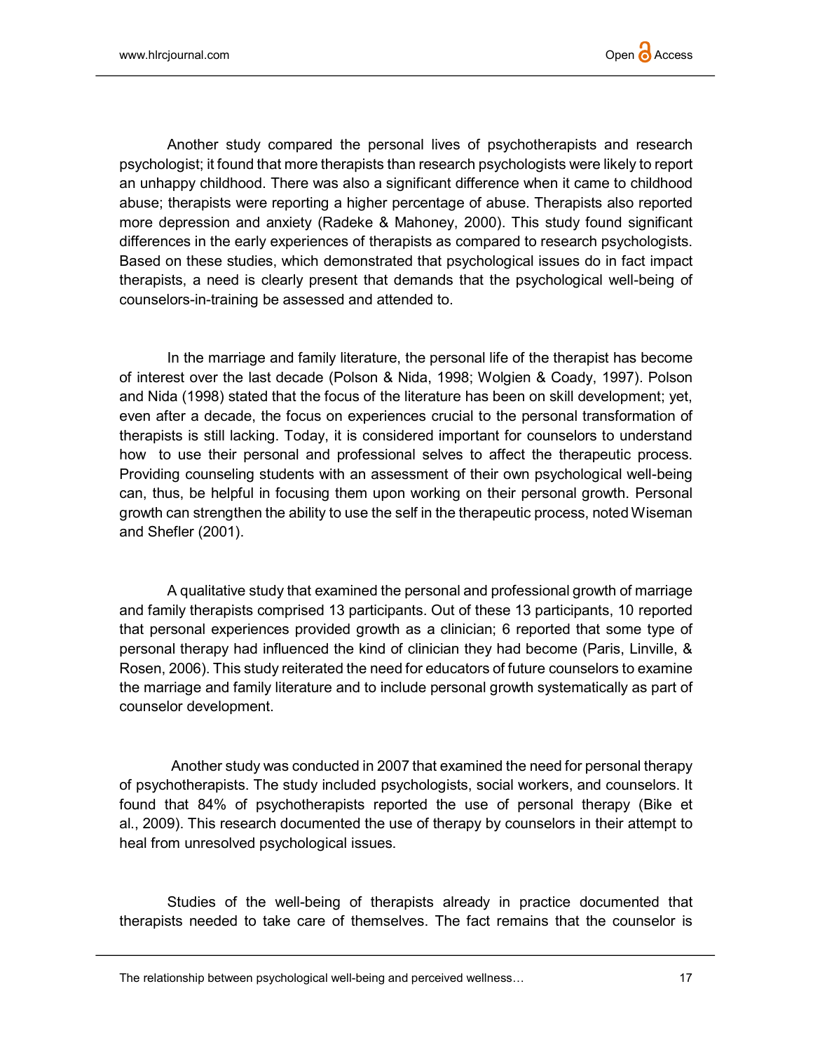Another study compared the personal lives of psychotherapists and research psychologist; it found that more therapists than research psychologists were likely to report an unhappy childhood. There was also a significant difference when it came to childhood abuse; therapists were reporting a higher percentage of abuse. Therapists also reported more depression and anxiety (Radeke & Mahoney, 2000). This study found significant differences in the early experiences of therapists as compared to research psychologists. Based on these studies, which demonstrated that psychological issues do in fact impact therapists, a need is clearly present that demands that the psychological well-being of counselors-in-training be assessed and attended to.

In the marriage and family literature, the personal life of the therapist has become of interest over the last decade (Polson & Nida, 1998; Wolgien & Coady, 1997). Polson and Nida (1998) stated that the focus of the literature has been on skill development; yet, even after a decade, the focus on experiences crucial to the personal transformation of therapists is still lacking. Today, it is considered important for counselors to understand how to use their personal and professional selves to affect the therapeutic process. Providing counseling students with an assessment of their own psychological well-being can, thus, be helpful in focusing them upon working on their personal growth. Personal growth can strengthen the ability to use the self in the therapeutic process, noted Wiseman and Shefler (2001).

A qualitative study that examined the personal and professional growth of marriage and family therapists comprised 13 participants. Out of these 13 participants, 10 reported that personal experiences provided growth as a clinician; 6 reported that some type of personal therapy had influenced the kind of clinician they had become (Paris, Linville, & Rosen, 2006). This study reiterated the need for educators of future counselors to examine the marriage and family literature and to include personal growth systematically as part of counselor development.

Another study was conducted in 2007 that examined the need for personal therapy of psychotherapists. The study included psychologists, social workers, and counselors. It found that 84% of psychotherapists reported the use of personal therapy (Bike et al., 2009). This research documented the use of therapy by counselors in their attempt to heal from unresolved psychological issues.

Studies of the well-being of therapists already in practice documented that therapists needed to take care of themselves. The fact remains that the counselor is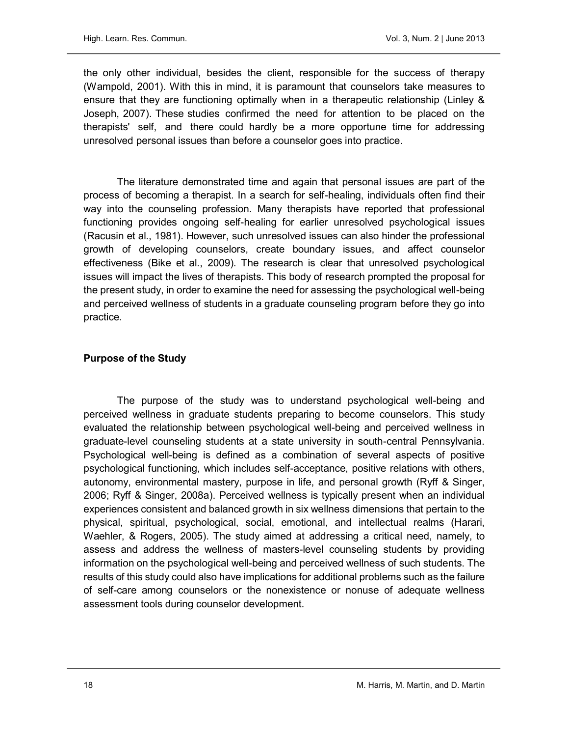the only other individual, besides the client, responsible for the success of therapy (Wampold, 2001). With this in mind, it is paramount that counselors take measures to ensure that they are functioning optimally when in a therapeutic relationship (Linley & Joseph, 2007). These studies confirmed the need for attention to be placed on the therapists' self, and there could hardly be a more opportune time for addressing unresolved personal issues than before a counselor goes into practice.

The literature demonstrated time and again that personal issues are part of the process of becoming a therapist. In a search for self-healing, individuals often find their way into the counseling profession. Many therapists have reported that professional functioning provides ongoing self-healing for earlier unresolved psychological issues (Racusin et al., 1981). However, such unresolved issues can also hinder the professional growth of developing counselors, create boundary issues, and affect counselor effectiveness (Bike et al., 2009). The research is clear that unresolved psychological issues will impact the lives of therapists. This body of research prompted the proposal for the present study, in order to examine the need for assessing the psychological well-being and perceived wellness of students in a graduate counseling program before they go into practice.

## Purpose of the Study

The purpose of the study was to understand psychological well-being and perceived wellness in graduate students preparing to become counselors. This study evaluated the relationship between psychological well-being and perceived wellness in graduate-level counseling students at a state university in south-central Pennsylvania. Psychological well-being is defined as a combination of several aspects of positive psychological functioning, which includes self-acceptance, positive relations with others, autonomy, environmental mastery, purpose in life, and personal growth (Ryff & Singer, 2006; Ryff & Singer, 2008a). Perceived wellness is typically present when an individual experiences consistent and balanced growth in six wellness dimensions that pertain to the physical, spiritual, psychological, social, emotional, and intellectual realms (Harari, Waehler, & Rogers, 2005). The study aimed at addressing a critical need, namely, to assess and address the wellness of masters-level counseling students by providing information on the psychological well-being and perceived wellness of such students. The results of this study could also have implications for additional problems such as the failure of self-care among counselors or the nonexistence or nonuse of adequate wellness assessment tools during counselor development.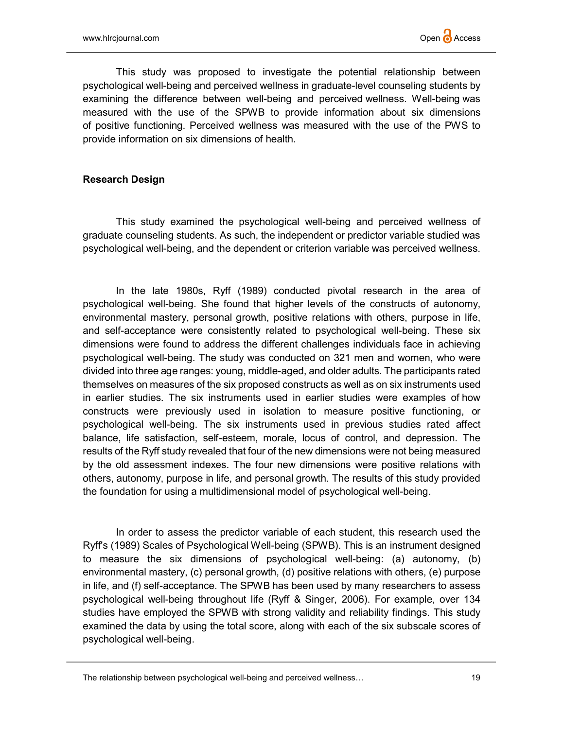This study was proposed to investigate the potential relationship between psychological well-being and perceived wellness in graduate-level counseling students by examining the difference between well-being and perceived wellness. Well-being was measured with the use of the SPWB to provide information about six dimensions of positive functioning. Perceived wellness was measured with the use of the PWS to provide information on six dimensions of health.

### Research Design

This study examined the psychological well-being and perceived wellness of graduate counseling students. As such, the independent or predictor variable studied was psychological well-being, and the dependent or criterion variable was perceived wellness.

In the late 1980s, Ryff (1989) conducted pivotal research in the area of psychological well-being. She found that higher levels of the constructs of autonomy, environmental mastery, personal growth, positive relations with others, purpose in life, and self-acceptance were consistently related to psychological well-being. These six dimensions were found to address the different challenges individuals face in achieving psychological well-being. The study was conducted on 321 men and women, who were divided into three age ranges: young, middle-aged, and older adults. The participants rated themselves on measures of the six proposed constructs as well as on six instruments used in earlier studies. The six instruments used in earlier studies were examples of how constructs were previously used in isolation to measure positive functioning, or psychological well-being. The six instruments used in previous studies rated affect balance, life satisfaction, self-esteem, morale, locus of control, and depression. The results of the Ryff study revealed that four of the new dimensions were not being measured by the old assessment indexes. The four new dimensions were positive relations with others, autonomy, purpose in life, and personal growth. The results of this study provided the foundation for using a multidimensional model of psychological well-being.

In order to assess the predictor variable of each student, this research used the Ryff's (1989) Scales of Psychological Well-being (SPWB). This is an instrument designed to measure the six dimensions of psychological well-being: (a) autonomy, (b) environmental mastery, (c) personal growth, (d) positive relations with others, (e) purpose in life, and (f) self-acceptance. The SPWB has been used by many researchers to assess psychological well-being throughout life (Ryff & Singer, 2006). For example, over 134 studies have employed the SPWB with strong validity and reliability findings. This study examined the data by using the total score, along with each of the six subscale scores of psychological well-being.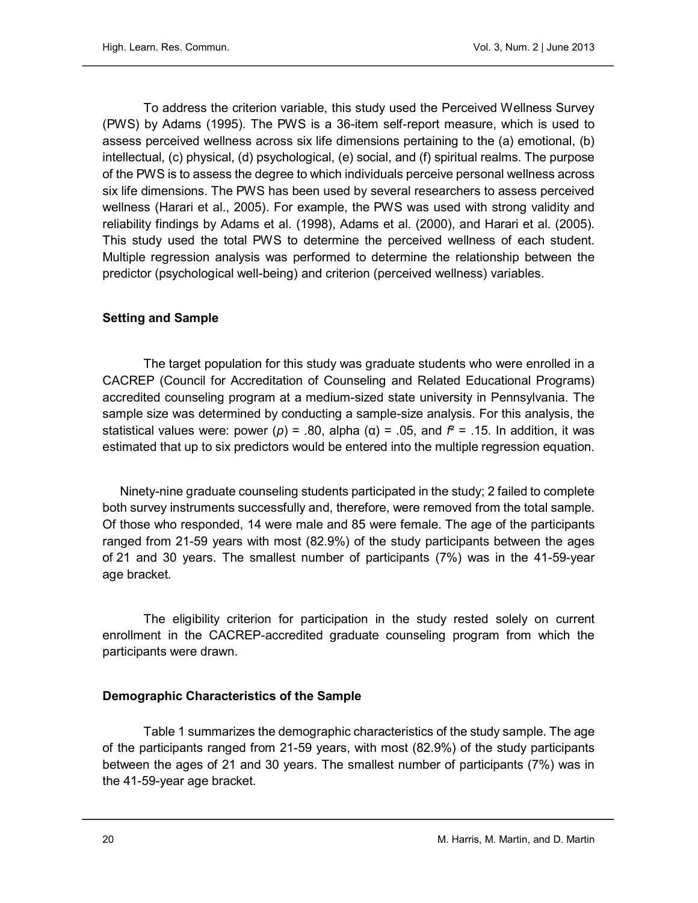To address the criterion variable, this study used the Perceived Wellness Survey (PWS) by Adams (1995). The PWS is a 36-item self-report measure, which is used to assess perceived wellness across six life dimensions pertaining to the (a) emotional, (b) intellectual, (c) physical, (d) psychological, (e) social, and (f) spiritual realms. The purpose of the PWS is to assess the degree to which individuals perceive personal wellness across six life dimensions. The PWS has been used by several researchers to assess perceived wellness (Harari et al., 2005). For example, the PWS was used with strong validity and reliability findings by Adams et al. (1998), Adams et al. (2000), and Harari et al. (2005). This study used the total PWS to determine the perceived wellness of each student. Multiple regression analysis was performed to determine the relationship between the predictor (psychological well-being) and criterion (perceived wellness) variables.

### Setting and Sample

The target population for this study was graduate students who were enrolled in a CACREP (Council for Accreditation of Counseling and Related Educational Programs) accredited counseling program at a medium-sized state university in Pennsylvania. The sample size was determined by conducting a sample-size analysis. For this analysis, the statistical values were: power ($p$) = .80, alpha ($\alpha$) = .05, and $f^2$ = .15. In addition, it was estimated that up to six predictors would be entered into the multiple regression equation.

Ninety-nine graduate counseling students participated in the study; 2 failed to complete both survey instruments successfully and, therefore, were removed from the total sample. Of those who responded, 14 were male and 85 were female. The age of the participants ranged from 21-59 years with most (82.9%) of the study participants between the ages of 21 and 30 years. The smallest number of participants (7%) was in the 41-59-year age bracket.

The eligibility criterion for participation in the study rested solely on current enrollment in the CACREP-accredited graduate counseling program from which the participants were drawn.

### Demographic Characteristics of the Sample

Table 1 summarizes the demographic characteristics of the study sample. The age of the participants ranged from 21-59 years, with most (82.9%) of the study participants between the ages of 21 and 30 years. The smallest number of participants (7%) was in the 41-59-year age bracket.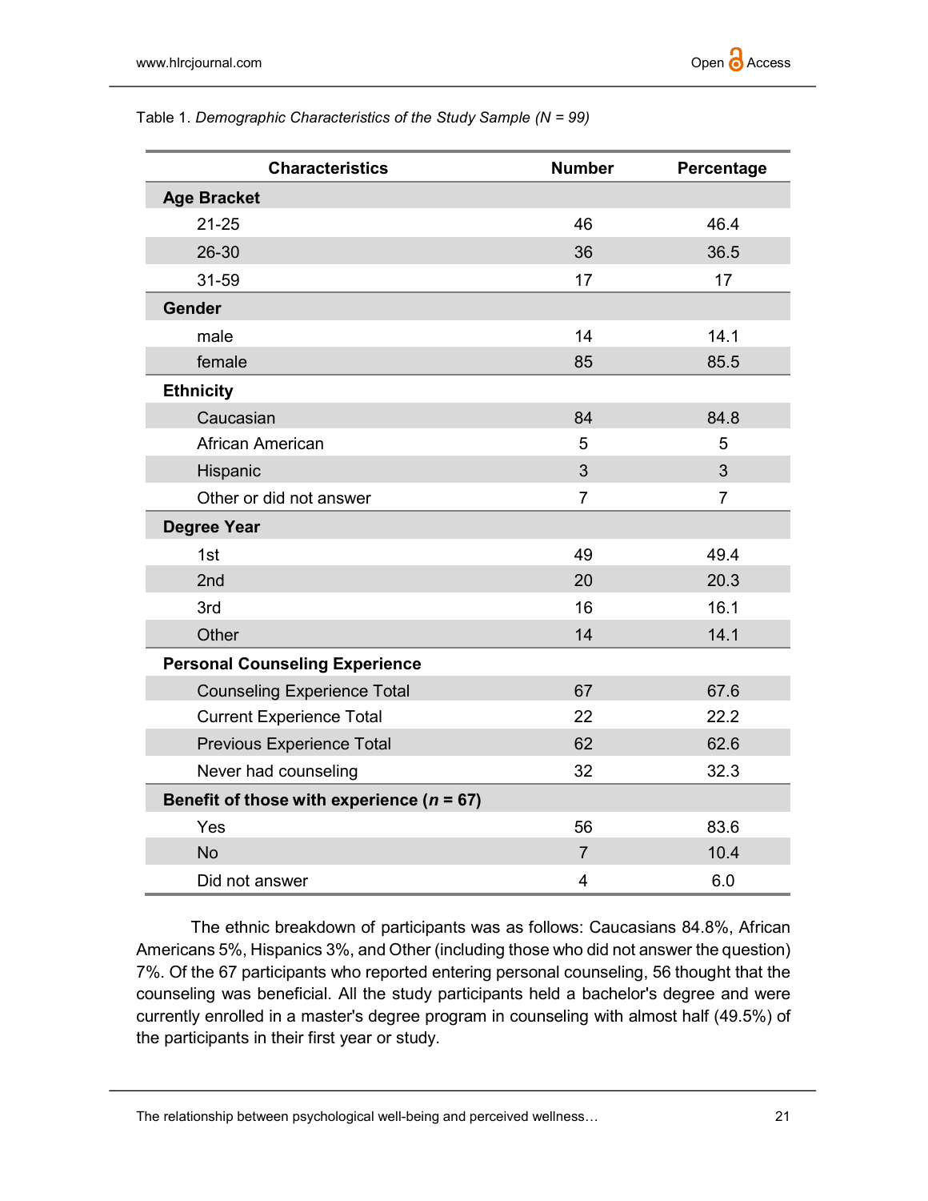Table 1. *Demographic Characteristics of the Study Sample (N = 99)*

| Characteristics | Number | Percentage |
|---|---|---|
| **Age Bracket** | | |
| 21-25 | 46 | 46.4 |
| 26-30 | 36 | 36.5 |
| 31-59 | 17 | 17 |
| **Gender** | | |
| male | 14 | 14.1 |
| female | 85 | 85.5 |
| **Ethnicity** | | |
| Caucasian | 84 | 84.8 |
| African American | 5 | 5 |
| Hispanic | 3 | 3 |
| Other or did not answer | 7 | 7 |
| **Degree Year** | | |
| 1st | 49 | 49.4 |
| 2nd | 20 | 20.3 |
| 3rd | 16 | 16.1 |
| Other | 14 | 14.1 |
| **Personal Counseling Experience** | | |
| Counseling Experience Total | 67 | 67.6 |
| Current Experience Total | 22 | 22.2 |
| Previous Experience Total | 62 | 62.6 |
| Never had counseling | 32 | 32.3 |
| **Benefit of those with experience (*n* = 67)** | | |
| Yes | 56 | 83.6 |
| No | 7 | 10.4 |
| Did not answer | 4 | 6.0 |

The ethnic breakdown of participants was as follows: Caucasians 84.8%, African Americans 5%, Hispanics 3%, and Other (including those who did not answer the question) 7%. Of the 67 participants who reported entering personal counseling, 56 thought that the counseling was beneficial. All the study participants held a bachelor's degree and were currently enrolled in a master's degree program in counseling with almost half (49.5%) of the participants in their first year or study.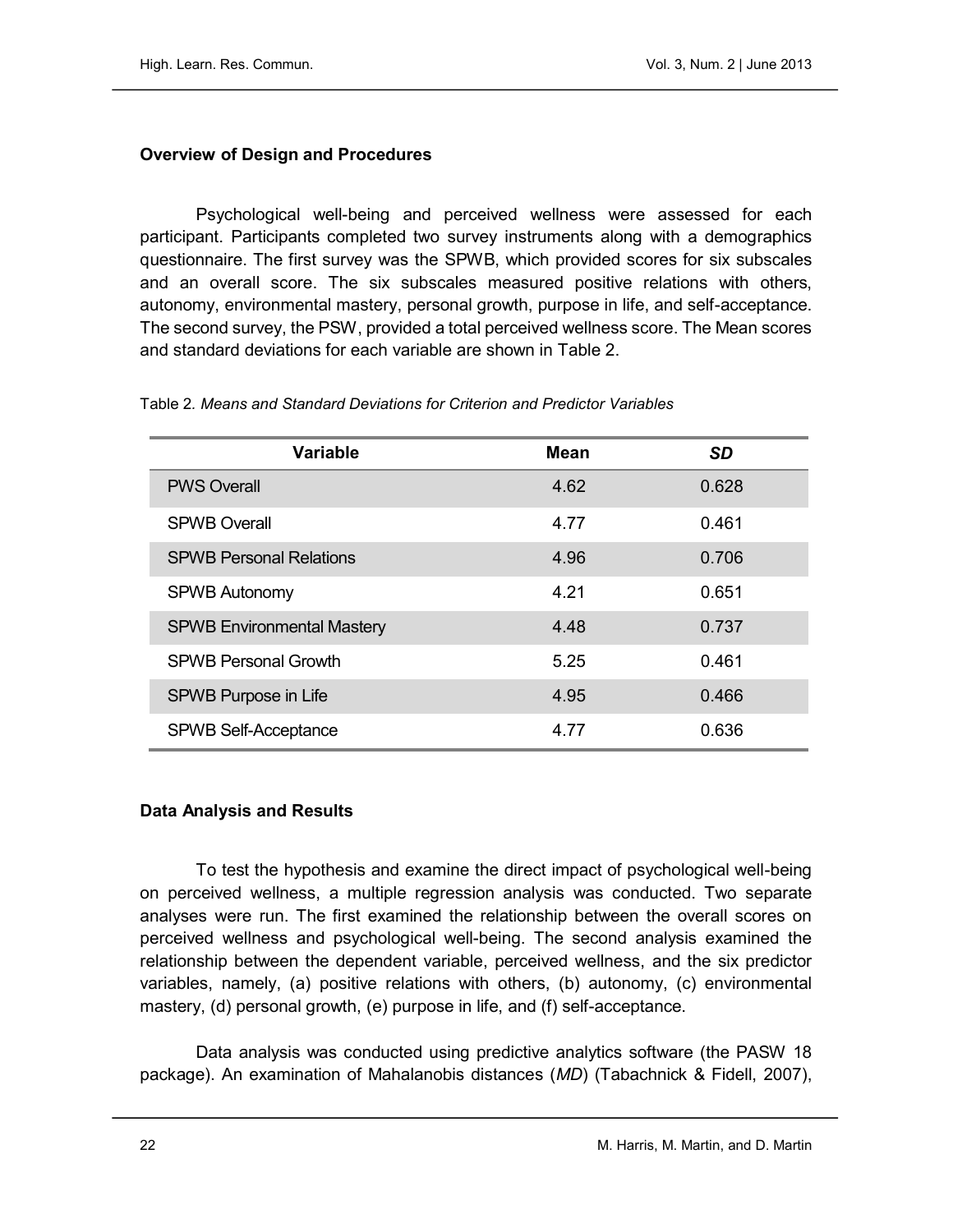### Overview of Design and Procedures

Psychological well-being and perceived wellness were assessed for each participant. Participants completed two survey instruments along with a demographics questionnaire. The first survey was the SPWB, which provided scores for six subscales and an overall score. The six subscales measured positive relations with others, autonomy, environmental mastery, personal growth, purpose in life, and self-acceptance. The second survey, the PSW, provided a total perceived wellness score. The Mean scores and standard deviations for each variable are shown in Table 2.

Table 2. *Means and Standard Deviations for Criterion and Predictor Variables*

| Variable | Mean | *SD* |
| --- | --- | --- |
| PWS Overall | 4.62 | 0.628 |
| SPWB Overall | 4.77 | 0.461 |
| SPWB Personal Relations | 4.96 | 0.706 |
| SPWB Autonomy | 4.21 | 0.651 |
| SPWB Environmental Mastery | 4.48 | 0.737 |
| SPWB Personal Growth | 5.25 | 0.461 |
| SPWB Purpose in Life | 4.95 | 0.466 |
| SPWB Self-Acceptance | 4.77 | 0.636 |

### Data Analysis and Results

To test the hypothesis and examine the direct impact of psychological well-being on perceived wellness, a multiple regression analysis was conducted. Two separate analyses were run. The first examined the relationship between the overall scores on perceived wellness and psychological well-being. The second analysis examined the relationship between the dependent variable, perceived wellness, and the six predictor variables, namely, (a) positive relations with others, (b) autonomy, (c) environmental mastery, (d) personal growth, (e) purpose in life, and (f) self-acceptance.

Data analysis was conducted using predictive analytics software (the PASW 18 package). An examination of Mahalanobis distances (*MD*) (Tabachnick & Fidell, 2007),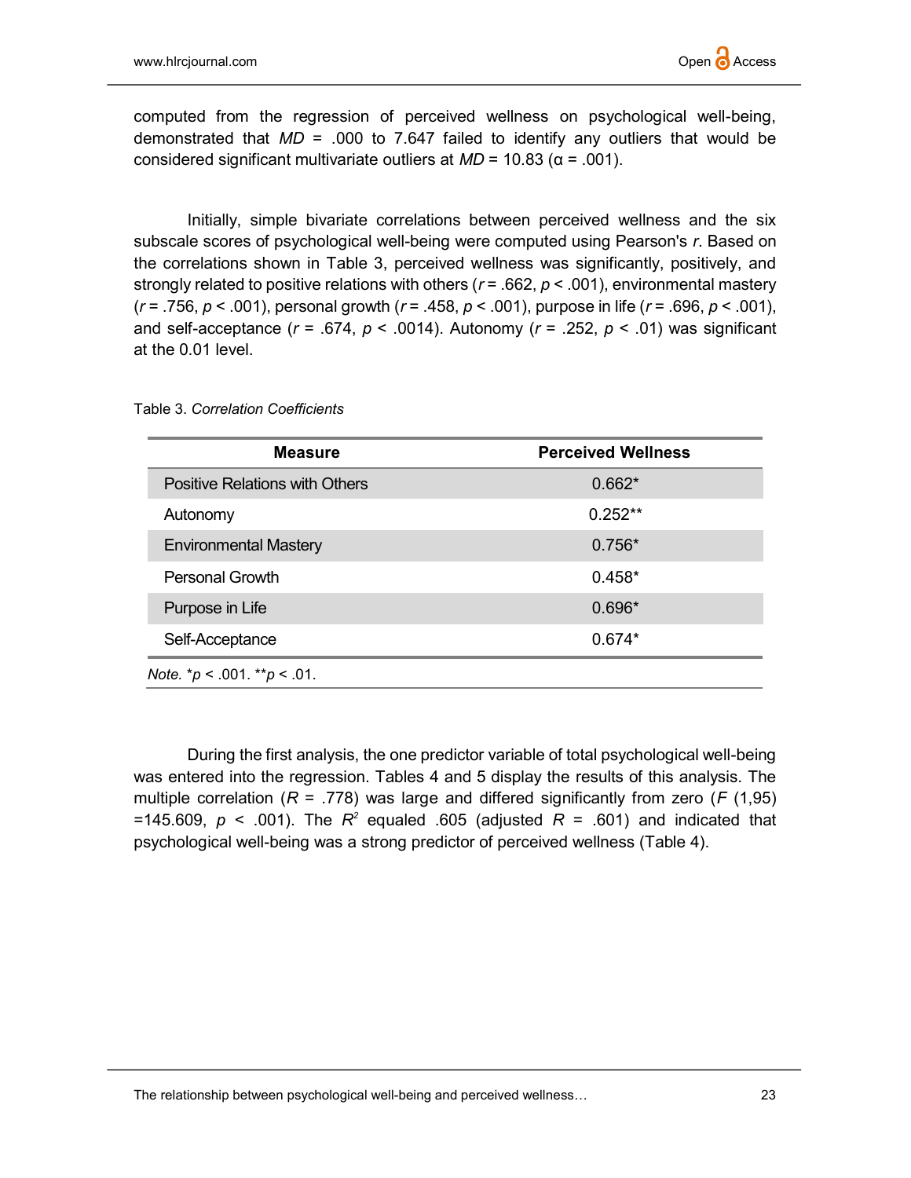computed from the regression of perceived wellness on psychological well-being, demonstrated that *MD* = .000 to 7.647 failed to identify any outliers that would be considered significant multivariate outliers at *MD* = 10.83 ($\alpha$ = .001).

Initially, simple bivariate correlations between perceived wellness and the six subscale scores of psychological well-being were computed using Pearson's *r*. Based on the correlations shown in Table 3, perceived wellness was significantly, positively, and strongly related to positive relations with others ($r$ = .662, $p$ < .001), environmental mastery ($r$ = .756, $p$ < .001), personal growth ($r$ = .458, $p$ < .001), purpose in life ($r$ = .696, $p$ < .001), and self-acceptance ($r$ = .674, $p$ < .0014). Autonomy ($r$ = .252, $p$ < .01) was significant at the 0.01 level.

Table 3. *Correlation Coefficients*

| Measure | Perceived Wellness |
|---|---|
| Positive Relations with Others | 0.662* |
| Autonomy | 0.252** |
| Environmental Mastery | 0.756* |
| Personal Growth | 0.458* |
| Purpose in Life | 0.696* |
| Self-Acceptance | 0.674* |

*Note.* *$p$ < .001. **$p$ < .01.

During the first analysis, the one predictor variable of total psychological well-being was entered into the regression. Tables 4 and 5 display the results of this analysis. The multiple correlation ($R$ = .778) was large and differed significantly from zero ($F$ (1,95) =145.609, $p$ < .001). The $R^2$ equaled .605 (adjusted $R$ = .601) and indicated that psychological well-being was a strong predictor of perceived wellness (Table 4).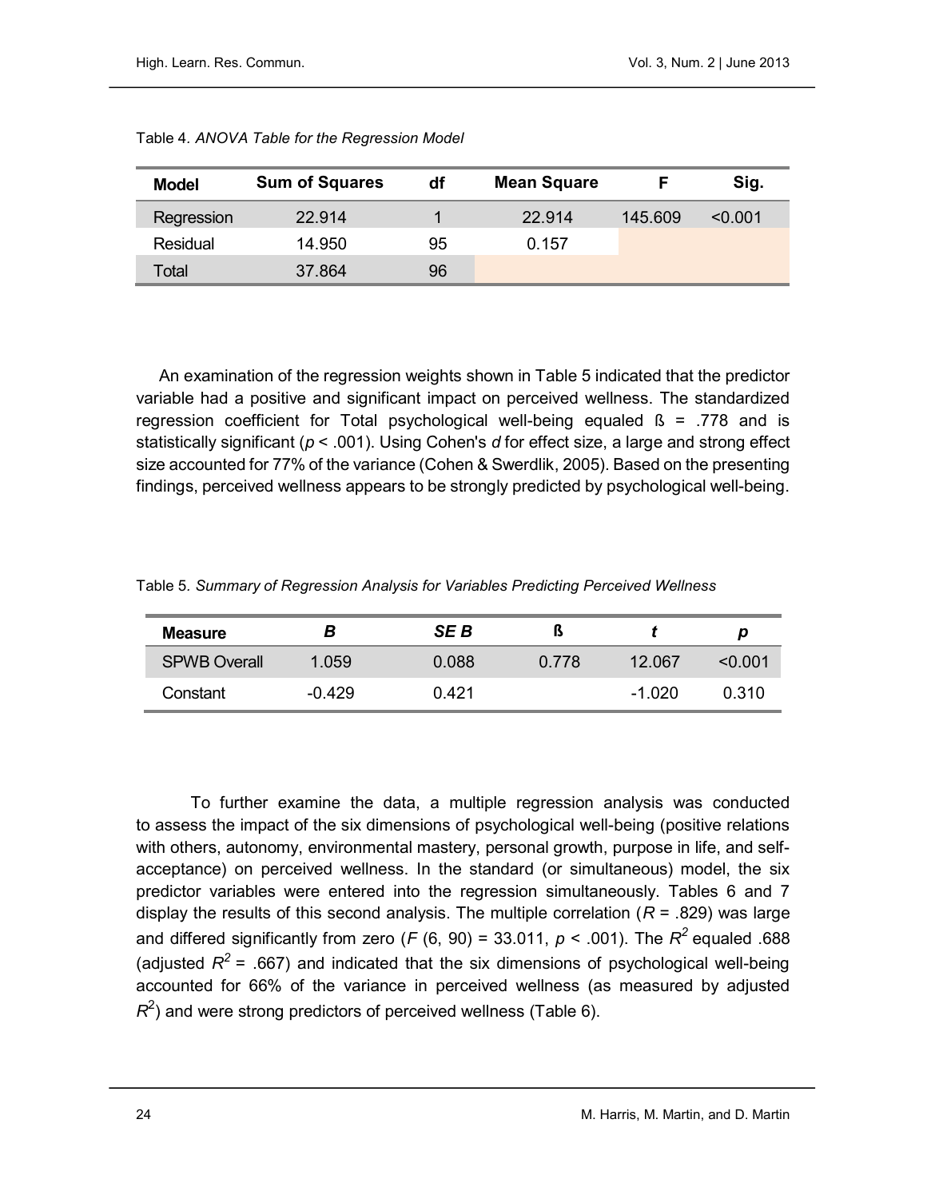Table 4. *ANOVA Table for the Regression Model*

| Model | Sum of Squares | df | Mean Square | F | Sig. |
|---|---|---|---|---|---|
| Regression | 22.914 | 1 | 22.914 | 145.609 | <0.001 |
| Residual | 14.950 | 95 | 0.157 | | |
| Total | 37.864 | 96 | | | |

An examination of the regression weights shown in Table 5 indicated that the predictor variable had a positive and significant impact on perceived wellness. The standardized regression coefficient for Total psychological well-being equaled ß = .778 and is statistically significant ($p < .001$). Using Cohen's *d* for effect size, a large and strong effect size accounted for 77% of the variance (Cohen & Swerdlik, 2005). Based on the presenting findings, perceived wellness appears to be strongly predicted by psychological well-being.

Table 5. *Summary of Regression Analysis for Variables Predicting Perceived Wellness*

| Measure | *B* | *SE B* | ß | *t* | *p* |
|---|---|---|---|---|---|
| SPWB Overall | 1.059 | 0.088 | 0.778 | 12.067 | <0.001 |
| Constant | -0.429 | 0.421 | | -1.020 | 0.310 |

To further examine the data, a multiple regression analysis was conducted to assess the impact of the six dimensions of psychological well-being (positive relations with others, autonomy, environmental mastery, personal growth, purpose in life, and self-acceptance) on perceived wellness. In the standard (or simultaneous) model, the six predictor variables were entered into the regression simultaneously. Tables 6 and 7 display the results of this second analysis. The multiple correlation ($R = .829$) was large and differed significantly from zero ($F$ (6, 90) = 33.011, $p < .001$). The $R^2$ equaled .688 (adjusted $R^2 = .667$) and indicated that the six dimensions of psychological well-being accounted for 66% of the variance in perceived wellness (as measured by adjusted $R^2$) and were strong predictors of perceived wellness (Table 6).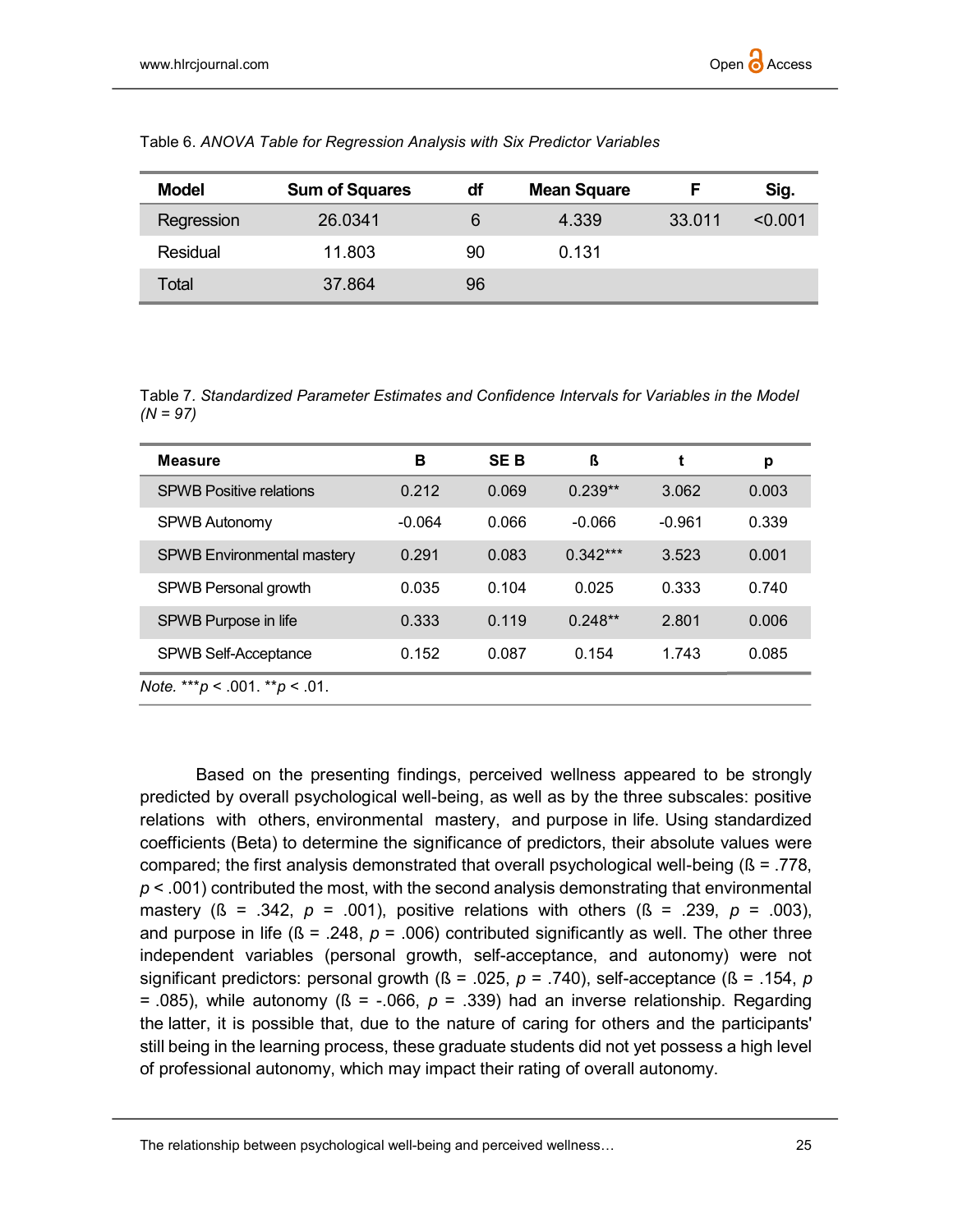Table 6. *ANOVA Table for Regression Analysis with Six Predictor Variables*

| Model | Sum of Squares | df | Mean Square | F | Sig. |
|---|---|---|---|---|---|
| Regression | 26.0341 | 6 | 4.339 | 33.011 | <0.001 |
| Residual | 11.803 | 90 | 0.131 | | |
| Total | 37.864 | 96 | | | |

Table 7. *Standardized Parameter Estimates and Confidence Intervals for Variables in the Model (N = 97)*

| Measure | B | SE B | ß | t | p |
|---|---|---|---|---|---|
| SPWB Positive relations | 0.212 | 0.069 | 0.239** | 3.062 | 0.003 |
| SPWB Autonomy | -0.064 | 0.066 | -0.066 | -0.961 | 0.339 |
| SPWB Environmental mastery | 0.291 | 0.083 | 0.342*** | 3.523 | 0.001 |
| SPWB Personal growth | 0.035 | 0.104 | 0.025 | 0.333 | 0.740 |
| SPWB Purpose in life | 0.333 | 0.119 | 0.248** | 2.801 | 0.006 |
| SPWB Self-Acceptance | 0.152 | 0.087 | 0.154 | 1.743 | 0.085 |

*Note.* ****p* < .001. ***p* < .01.

Based on the presenting findings, perceived wellness appeared to be strongly predicted by overall psychological well-being, as well as by the three subscales: positive relations with others, environmental mastery, and purpose in life. Using standardized coefficients (Beta) to determine the significance of predictors, their absolute values were compared; the first analysis demonstrated that overall psychological well-being (ß = .778, *p* < .001) contributed the most, with the second analysis demonstrating that environmental mastery (ß = .342, *p* = .001), positive relations with others (ß = .239, *p* = .003), and purpose in life (ß = .248, *p* = .006) contributed significantly as well. The other three independent variables (personal growth, self-acceptance, and autonomy) were not significant predictors: personal growth (ß = .025, *p* = .740), self-acceptance (ß = .154, *p* = .085), while autonomy (ß = -.066, *p* = .339) had an inverse relationship. Regarding the latter, it is possible that, due to the nature of caring for others and the participants' still being in the learning process, these graduate students did not yet possess a high level of professional autonomy, which may impact their rating of overall autonomy.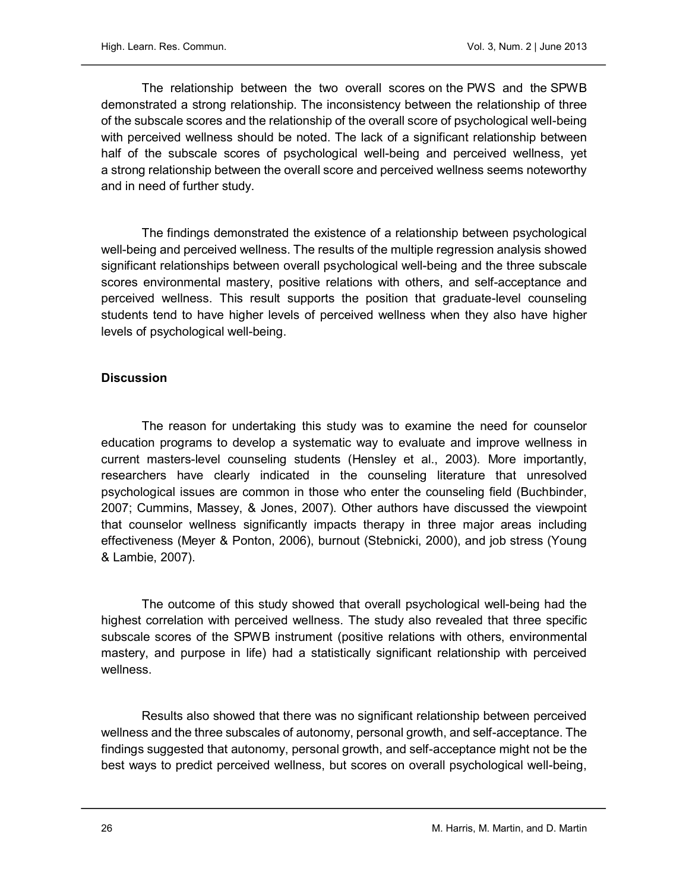The relationship between the two overall scores on the PWS and the SPWB demonstrated a strong relationship. The inconsistency between the relationship of three of the subscale scores and the relationship of the overall score of psychological well-being with perceived wellness should be noted. The lack of a significant relationship between half of the subscale scores of psychological well-being and perceived wellness, yet a strong relationship between the overall score and perceived wellness seems noteworthy and in need of further study.

The findings demonstrated the existence of a relationship between psychological well-being and perceived wellness. The results of the multiple regression analysis showed significant relationships between overall psychological well-being and the three subscale scores environmental mastery, positive relations with others, and self-acceptance and perceived wellness. This result supports the position that graduate-level counseling students tend to have higher levels of perceived wellness when they also have higher levels of psychological well-being.

## Discussion

The reason for undertaking this study was to examine the need for counselor education programs to develop a systematic way to evaluate and improve wellness in current masters-level counseling students (Hensley et al., 2003). More importantly, researchers have clearly indicated in the counseling literature that unresolved psychological issues are common in those who enter the counseling field (Buchbinder, 2007; Cummins, Massey, & Jones, 2007). Other authors have discussed the viewpoint that counselor wellness significantly impacts therapy in three major areas including effectiveness (Meyer & Ponton, 2006), burnout (Stebnicki, 2000), and job stress (Young & Lambie, 2007).

The outcome of this study showed that overall psychological well-being had the highest correlation with perceived wellness. The study also revealed that three specific subscale scores of the SPWB instrument (positive relations with others, environmental mastery, and purpose in life) had a statistically significant relationship with perceived wellness.

Results also showed that there was no significant relationship between perceived wellness and the three subscales of autonomy, personal growth, and self-acceptance. The findings suggested that autonomy, personal growth, and self-acceptance might not be the best ways to predict perceived wellness, but scores on overall psychological well-being,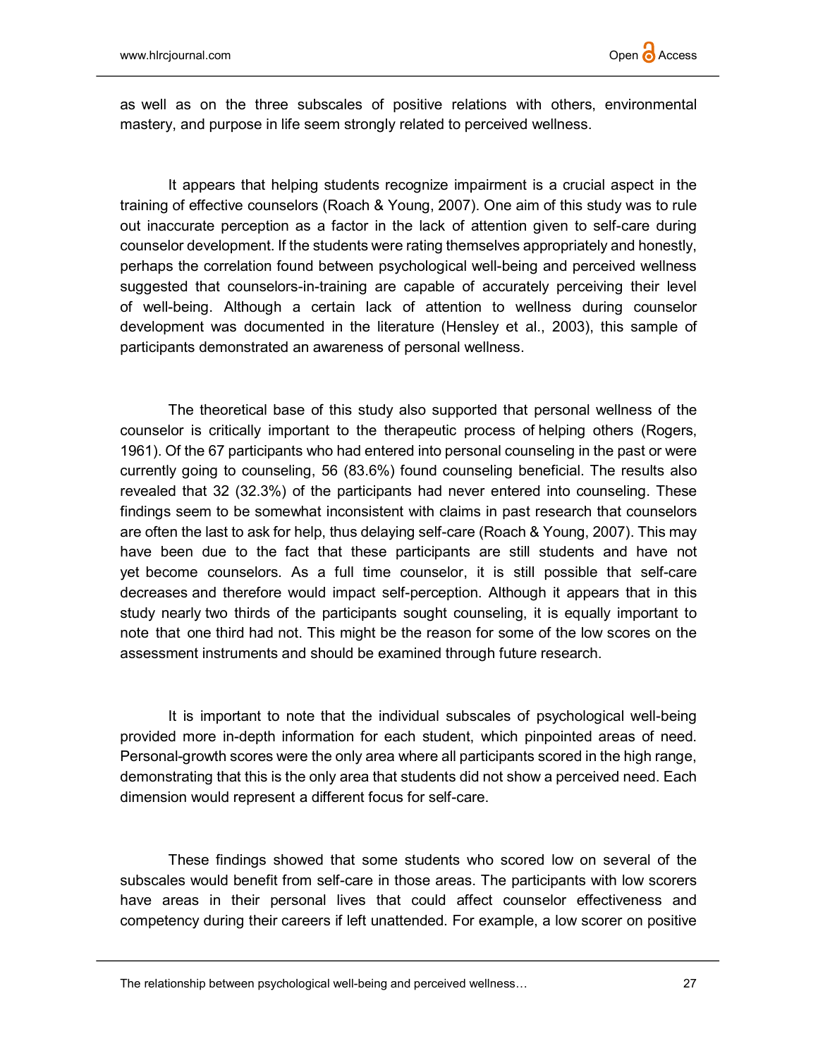as well as on the three subscales of positive relations with others, environmental mastery, and purpose in life seem strongly related to perceived wellness.

It appears that helping students recognize impairment is a crucial aspect in the training of effective counselors (Roach & Young, 2007). One aim of this study was to rule out inaccurate perception as a factor in the lack of attention given to self-care during counselor development. If the students were rating themselves appropriately and honestly, perhaps the correlation found between psychological well-being and perceived wellness suggested that counselors-in-training are capable of accurately perceiving their level of well-being. Although a certain lack of attention to wellness during counselor development was documented in the literature (Hensley et al., 2003), this sample of participants demonstrated an awareness of personal wellness.

The theoretical base of this study also supported that personal wellness of the counselor is critically important to the therapeutic process of helping others (Rogers, 1961). Of the 67 participants who had entered into personal counseling in the past or were currently going to counseling, 56 (83.6%) found counseling beneficial. The results also revealed that 32 (32.3%) of the participants had never entered into counseling. These findings seem to be somewhat inconsistent with claims in past research that counselors are often the last to ask for help, thus delaying self-care (Roach & Young, 2007). This may have been due to the fact that these participants are still students and have not yet become counselors. As a full time counselor, it is still possible that self-care decreases and therefore would impact self-perception. Although it appears that in this study nearly two thirds of the participants sought counseling, it is equally important to note that one third had not. This might be the reason for some of the low scores on the assessment instruments and should be examined through future research.

It is important to note that the individual subscales of psychological well-being provided more in-depth information for each student, which pinpointed areas of need. Personal-growth scores were the only area where all participants scored in the high range, demonstrating that this is the only area that students did not show a perceived need. Each dimension would represent a different focus for self-care.

These findings showed that some students who scored low on several of the subscales would benefit from self-care in those areas. The participants with low scorers have areas in their personal lives that could affect counselor effectiveness and competency during their careers if left unattended. For example, a low scorer on positive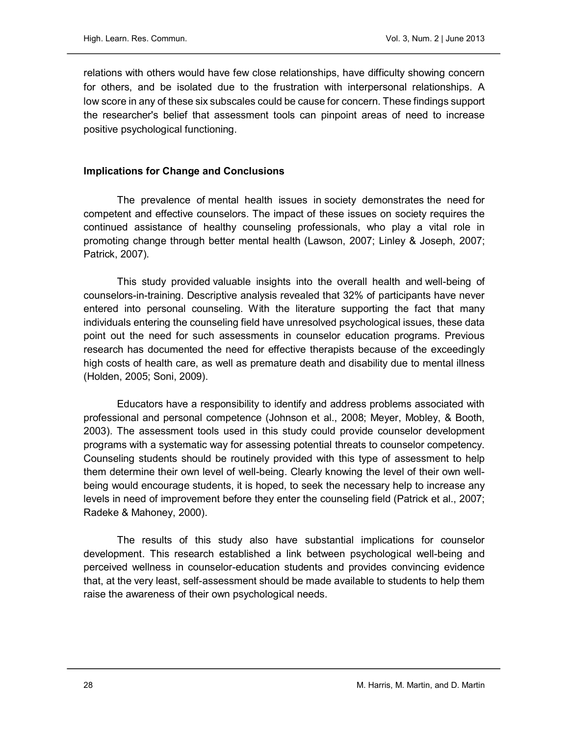relations with others would have few close relationships, have difficulty showing concern for others, and be isolated due to the frustration with interpersonal relationships. A low score in any of these six subscales could be cause for concern. These findings support the researcher's belief that assessment tools can pinpoint areas of need to increase positive psychological functioning.

## Implications for Change and Conclusions

The prevalence of mental health issues in society demonstrates the need for competent and effective counselors. The impact of these issues on society requires the continued assistance of healthy counseling professionals, who play a vital role in promoting change through better mental health (Lawson, 2007; Linley & Joseph, 2007; Patrick, 2007).

This study provided valuable insights into the overall health and well-being of counselors-in-training. Descriptive analysis revealed that 32% of participants have never entered into personal counseling. With the literature supporting the fact that many individuals entering the counseling field have unresolved psychological issues, these data point out the need for such assessments in counselor education programs. Previous research has documented the need for effective therapists because of the exceedingly high costs of health care, as well as premature death and disability due to mental illness (Holden, 2005; Soni, 2009).

Educators have a responsibility to identify and address problems associated with professional and personal competence (Johnson et al., 2008; Meyer, Mobley, & Booth, 2003). The assessment tools used in this study could provide counselor development programs with a systematic way for assessing potential threats to counselor competency. Counseling students should be routinely provided with this type of assessment to help them determine their own level of well-being. Clearly knowing the level of their own well-being would encourage students, it is hoped, to seek the necessary help to increase any levels in need of improvement before they enter the counseling field (Patrick et al., 2007; Radeke & Mahoney, 2000).

The results of this study also have substantial implications for counselor development. This research established a link between psychological well-being and perceived wellness in counselor-education students and provides convincing evidence that, at the very least, self-assessment should be made available to students to help them raise the awareness of their own psychological needs.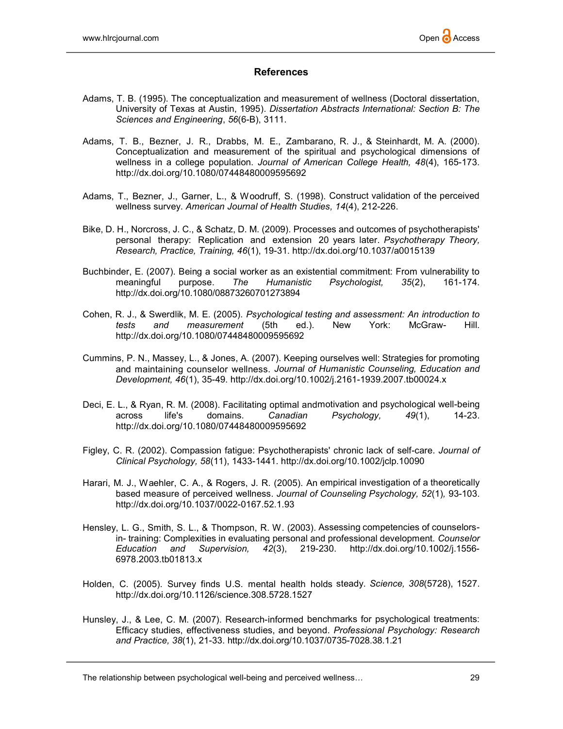## References

Adams, T. B. (1995). The conceptualization and measurement of wellness (Doctoral dissertation, University of Texas at Austin, 1995). *Dissertation Abstracts International: Section B: The Sciences and Engineering*, *56*(6-B), 3111.

Adams, T. B., Bezner, J. R., Drabbs, M. E., Zambarano, R. J., & Steinhardt, M. A. (2000). Conceptualization and measurement of the spiritual and psychological dimensions of wellness in a college population. *Journal of American College Health, 48*(4), 165-173. http://dx.doi.org/10.1080/07448480009595692

Adams, T., Bezner, J., Garner, L., & Woodruff, S. (1998). Construct validation of the perceived wellness survey. *American Journal of Health Studies, 14*(4), 212-226.

Bike, D. H., Norcross, J. C., & Schatz, D. M. (2009). Processes and outcomes of psychotherapists' personal therapy: Replication and extension 20 years later. *Psychotherapy Theory, Research, Practice, Training, 46*(1), 19-31. http://dx.doi.org/10.1037/a0015139

Buchbinder, E. (2007). Being a social worker as an existential commitment: From vulnerability to meaningful purpose. *The Humanistic Psychologist, 35*(2), 161-174. http://dx.doi.org/10.1080/08873260701273894

Cohen, R. J., & Swerdlik, M. E. (2005). *Psychological testing and assessment: An introduction to tests and measurement* (5th ed.). New York: McGraw- Hill. http://dx.doi.org/10.1080/07448480009595692

Cummins, P. N., Massey, L., & Jones, A. (2007). Keeping ourselves well: Strategies for promoting and maintaining counselor wellness. *Journal of Humanistic Counseling, Education and Development, 46*(1), 35-49. http://dx.doi.org/10.1002/j.2161-1939.2007.tb00024.x

Deci, E. L., & Ryan, R. M. (2008). Facilitating optimal andmotivation and psychological well-being across life's domains. *Canadian Psychology, 49*(1), 14-23. http://dx.doi.org/10.1080/07448480009595692

Figley, C. R. (2002). Compassion fatigue: Psychotherapists' chronic lack of self-care. *Journal of Clinical Psychology, 58*(11), 1433-1441. http://dx.doi.org/10.1002/jclp.10090

Harari, M. J., Waehler, C. A., & Rogers, J. R. (2005). An empirical investigation of a theoretically based measure of perceived wellness. *Journal of Counseling Psychology, 52*(1), 93-103. http://dx.doi.org/10.1037/0022-0167.52.1.93

Hensley, L. G., Smith, S. L., & Thompson, R. W. (2003). Assessing competencies of counselors-in- training: Complexities in evaluating personal and professional development. *Counselor Education and Supervision, 42*(3), 219-230. http://dx.doi.org/10.1002/j.1556-6978.2003.tb01813.x

Holden, C. (2005). Survey finds U.S. mental health holds steady. *Science, 308*(5728), 1527. http://dx.doi.org/10.1126/science.308.5728.1527

Hunsley, J., & Lee, C. M. (2007). Research-informed benchmarks for psychological treatments: Efficacy studies, effectiveness studies, and beyond. *Professional Psychology: Research and Practice, 38*(1), 21-33. http://dx.doi.org/10.1037/0735-7028.38.1.21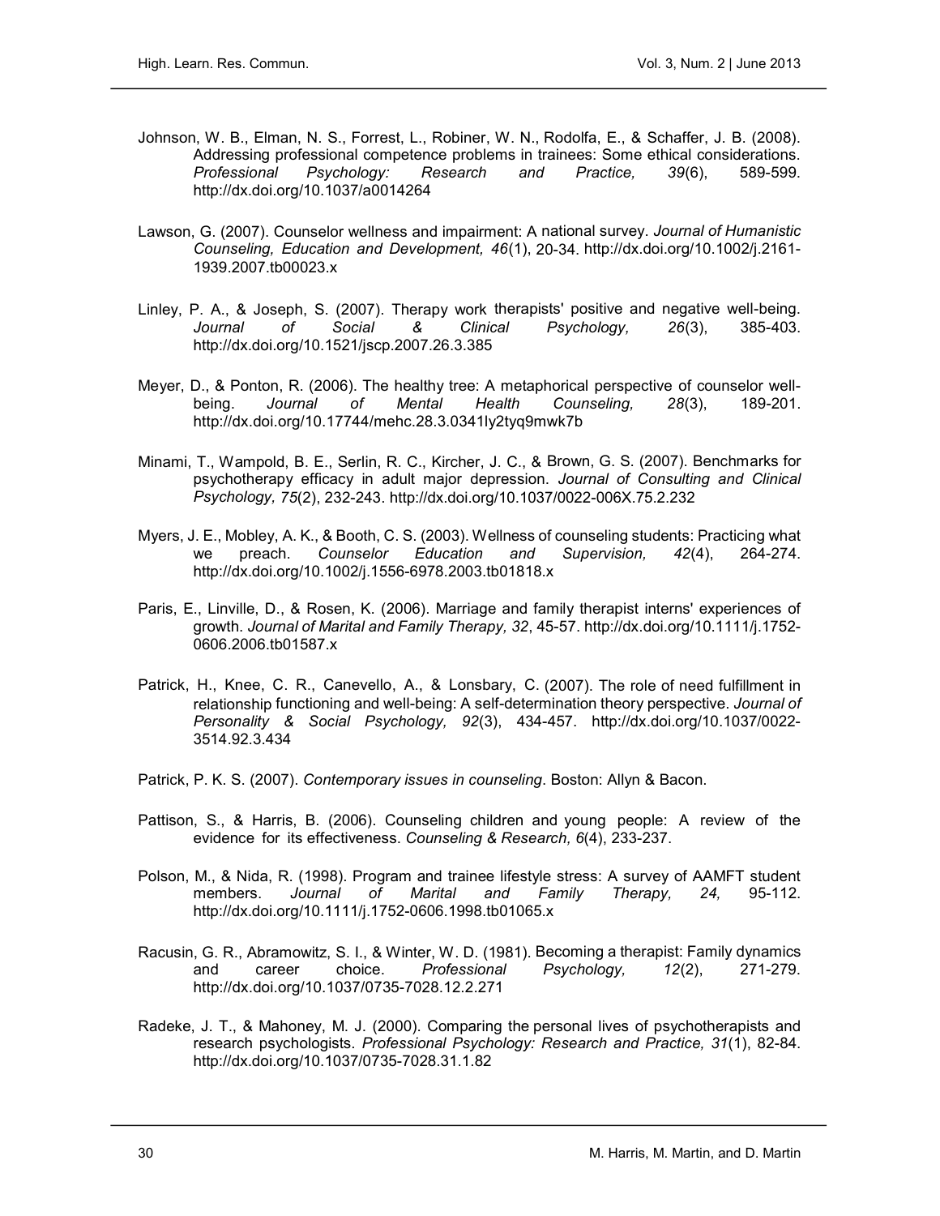Johnson, W. B., Elman, N. S., Forrest, L., Robiner, W. N., Rodolfa, E., & Schaffer, J. B. (2008). Addressing professional competence problems in trainees: Some ethical considerations. *Professional Psychology: Research and Practice, 39*(6), 589-599. http://dx.doi.org/10.1037/a0014264

Lawson, G. (2007). Counselor wellness and impairment: A national survey. *Journal of Humanistic Counseling, Education and Development, 46*(1), 20-34. http://dx.doi.org/10.1002/j.2161-1939.2007.tb00023.x

Linley, P. A., & Joseph, S. (2007). Therapy work therapists' positive and negative well-being. *Journal of Social & Clinical Psychology, 26*(3), 385-403. http://dx.doi.org/10.1521/jscp.2007.26.3.385

Meyer, D., & Ponton, R. (2006). The healthy tree: A metaphorical perspective of counselor well-being. *Journal of Mental Health Counseling, 28*(3), 189-201. http://dx.doi.org/10.17744/mehc.28.3.0341ly2tyq9mwk7b

Minami, T., Wampold, B. E., Serlin, R. C., Kircher, J. C., & Brown, G. S. (2007). Benchmarks for psychotherapy efficacy in adult major depression. *Journal of Consulting and Clinical Psychology, 75*(2), 232-243. http://dx.doi.org/10.1037/0022-006X.75.2.232

Myers, J. E., Mobley, A. K., & Booth, C. S. (2003). Wellness of counseling students: Practicing what we preach. *Counselor Education and Supervision, 42*(4), 264-274. http://dx.doi.org/10.1002/j.1556-6978.2003.tb01818.x

Paris, E., Linville, D., & Rosen, K. (2006). Marriage and family therapist interns' experiences of growth. *Journal of Marital and Family Therapy, 32*, 45-57. http://dx.doi.org/10.1111/j.1752-0606.2006.tb01587.x

Patrick, H., Knee, C. R., Canevello, A., & Lonsbary, C. (2007). The role of need fulfillment in relationship functioning and well-being: A self-determination theory perspective. *Journal of Personality & Social Psychology, 92*(3), 434-457. http://dx.doi.org/10.1037/0022-3514.92.3.434

Patrick, P. K. S. (2007). *Contemporary issues in counseling*. Boston: Allyn & Bacon.

Pattison, S., & Harris, B. (2006). Counseling children and young people: A review of the evidence for its effectiveness. *Counseling & Research, 6*(4), 233-237.

Polson, M., & Nida, R. (1998). Program and trainee lifestyle stress: A survey of AAMFT student members. *Journal of Marital and Family Therapy, 24,* 95-112. http://dx.doi.org/10.1111/j.1752-0606.1998.tb01065.x

Racusin, G. R., Abramowitz, S. I., & Winter, W. D. (1981). Becoming a therapist: Family dynamics and career choice. *Professional Psychology, 12*(2), 271-279. http://dx.doi.org/10.1037/0735-7028.12.2.271

Radeke, J. T., & Mahoney, M. J. (2000). Comparing the personal lives of psychotherapists and research psychologists. *Professional Psychology: Research and Practice, 31*(1), 82-84. http://dx.doi.org/10.1037/0735-7028.31.1.82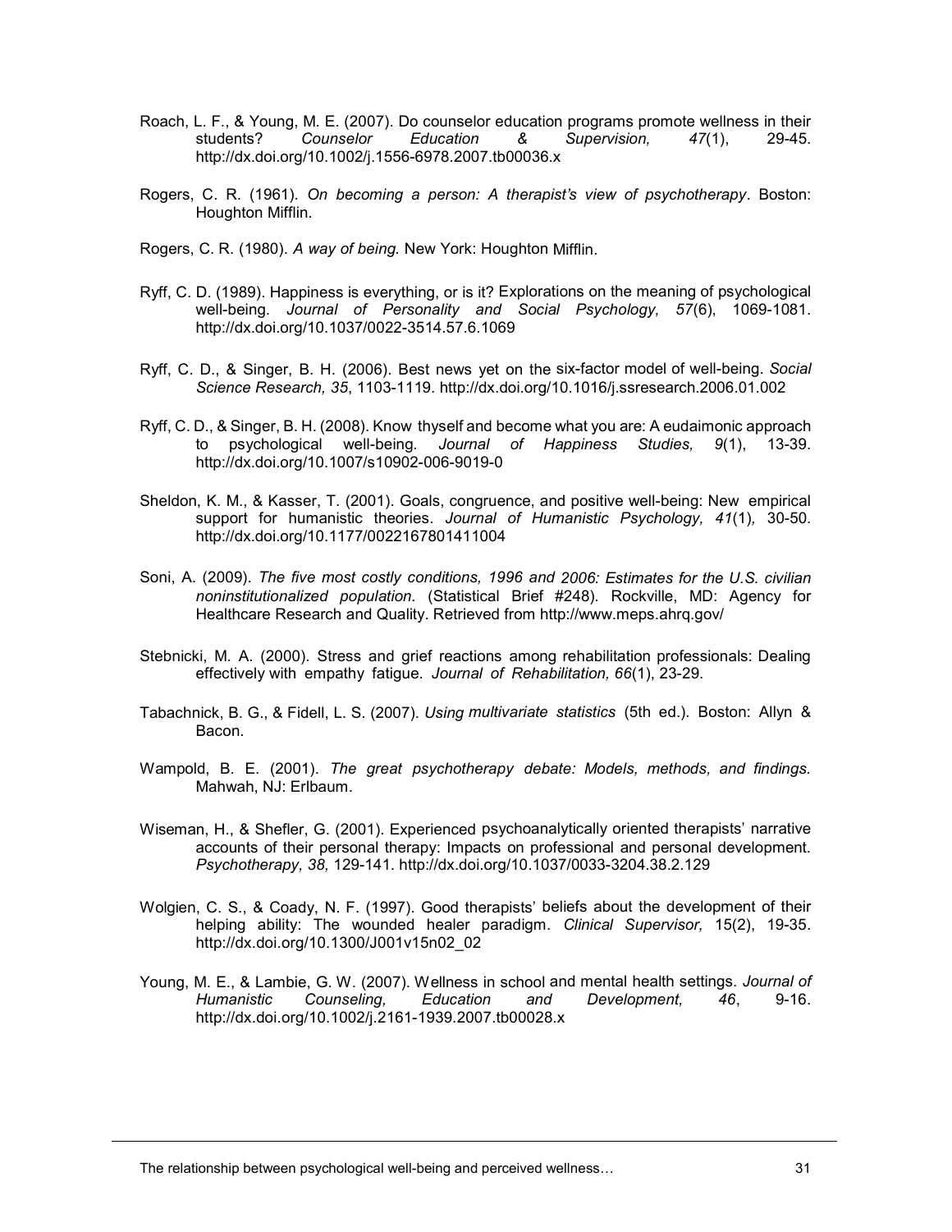Roach, L. F., & Young, M. E. (2007). Do counselor education programs promote wellness in their students? *Counselor Education & Supervision, 47*(1), 29-45. http://dx.doi.org/10.1002/j.1556-6978.2007.tb00036.x

Rogers, C. R. (1961). *On becoming a person: A therapist's view of psychotherapy*. Boston: Houghton Mifflin.

Rogers, C. R. (1980). *A way of being.* New York: Houghton Mifflin.

Ryff, C. D. (1989). Happiness is everything, or is it? Explorations on the meaning of psychological well-being. *Journal of Personality and Social Psychology, 57*(6), 1069-1081. http://dx.doi.org/10.1037/0022-3514.57.6.1069

Ryff, C. D., & Singer, B. H. (2006). Best news yet on the six-factor model of well-being. *Social Science Research, 35*, 1103-1119. http://dx.doi.org/10.1016/j.ssresearch.2006.01.002

Ryff, C. D., & Singer, B. H. (2008). Know thyself and become what you are: A eudaimonic approach to psychological well-being. *Journal of Happiness Studies, 9*(1), 13-39. http://dx.doi.org/10.1007/s10902-006-9019-0

Sheldon, K. M., & Kasser, T. (2001). Goals, congruence, and positive well-being: New empirical support for humanistic theories. *Journal of Humanistic Psychology, 41*(1), 30-50. http://dx.doi.org/10.1177/0022167801411004

Soni, A. (2009). *The five most costly conditions, 1996 and 2006: Estimates for the U.S. civilian noninstitutionalized population.* (Statistical Brief #248). Rockville, MD: Agency for Healthcare Research and Quality. Retrieved from http://www.meps.ahrq.gov/

Stebnicki, M. A. (2000). Stress and grief reactions among rehabilitation professionals: Dealing effectively with empathy fatigue. *Journal of Rehabilitation, 66*(1), 23-29.

Tabachnick, B. G., & Fidell, L. S. (2007). *Using multivariate statistics* (5th ed.). Boston: Allyn & Bacon.

Wampold, B. E. (2001). *The great psychotherapy debate: Models, methods, and findings.* Mahwah, NJ: Erlbaum.

Wiseman, H., & Shefler, G. (2001). Experienced psychoanalytically oriented therapists' narrative accounts of their personal therapy: Impacts on professional and personal development. *Psychotherapy, 38,* 129-141. http://dx.doi.org/10.1037/0033-3204.38.2.129

Wolgien, C. S., & Coady, N. F. (1997). Good therapists' beliefs about the development of their helping ability: The wounded healer paradigm. *Clinical Supervisor,* 15(2), 19-35. http://dx.doi.org/10.1300/J001v15n02_02

Young, M. E., & Lambie, G. W. (2007). Wellness in school and mental health settings. *Journal of Humanistic Counseling, Education and Development, 46*, 9-16. http://dx.doi.org/10.1002/j.2161-1939.2007.tb00028.x